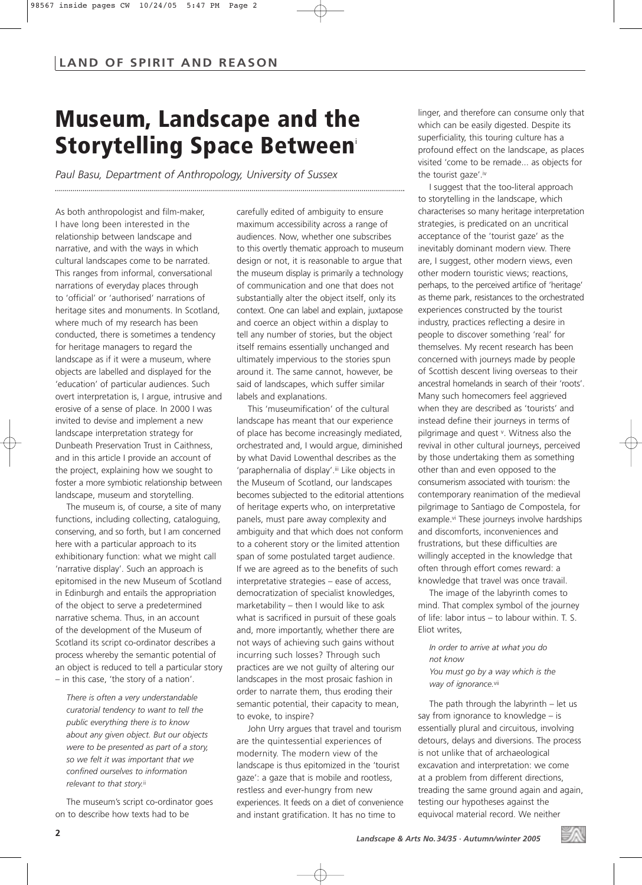# Museum, Landscape and the Storytelling Space Between[i]

*Paul Basu, Department of Anthropology, University of Sussex*

As both anthropologist and film-maker, I have long been interested in the relationship between landscape and narrative, and with the ways in which cultural landscapes come to be narrated. This ranges from informal, conversational narrations of everyday places through to 'official' or 'authorised' narrations of heritage sites and monuments. In Scotland, where much of my research has been conducted, there is sometimes a tendency for heritage managers to regard the landscape as if it were a museum, where objects are labelled and displayed for the 'education' of particular audiences. Such overt interpretation is, I argue, intrusive and erosive of a sense of place. In 2000 I was invited to devise and implement a new landscape interpretation strategy for Dunbeath Preservation Trust in Caithness, and in this article I provide an account of the project, explaining how we sought to foster a more symbiotic relationship between landscape, museum and storytelling.

The museum is, of course, a site of many functions, including collecting, cataloguing, conserving, and so forth, but I am concerned here with a particular approach to its exhibitionary function: what we might call 'narrative display'. Such an approach is epitomised in the new Museum of Scotland in Edinburgh and entails the appropriation of the object to serve a predetermined narrative schema. Thus, in an account of the development of the Museum of Scotland its script co-ordinator describes a process whereby the semantic potential of an object is reduced to tell a particular story – in this case, 'the story of a nation'.

> *There is often a very understandable curatorial tendency to want to tell the public everything there is to know about any given object. But our objects were to be presented as part of a story, so we felt it was important that we confined ourselves to information relevant to that story.*[ii]

The museum's script co-ordinator goes on to describe how texts had to be carefully edited of ambiguity to ensure maximum accessibility across a range of audiences. Now, whether one subscribes to this overtly thematic approach to museum design or not, it is reasonable to argue that the museum display is primarily a technology of communication and one that does not substantially alter the object itself, only its context. One can label and explain, juxtapose and coerce an object within a display to tell any number of stories, but the object itself remains essentially unchanged and ultimately impervious to the stories spun around it. The same cannot, however, be said of landscapes, which suffer similar labels and explanations.

This 'museumification' of the cultural landscape has meant that our experience of place has become increasingly mediated, orchestrated and, I would argue, diminished by what David Lowenthal describes as the 'paraphernalia of display'.[iii] Like objects in the Museum of Scotland, our landscapes becomes subjected to the editorial attentions of heritage experts who, on interpretative panels, must pare away complexity and ambiguity and that which does not conform to a coherent story or the limited attention span of some postulated target audience. If we are agreed as to the benefits of such interpretative strategies – ease of access, democratization of specialist knowledges, marketability – then I would like to ask what is sacrificed in pursuit of these goals and, more importantly, whether there are not ways of achieving such gains without incurring such losses? Through such practices are we not guilty of altering our landscapes in the most prosaic fashion in order to narrate them, thus eroding their semantic potential, their capacity to mean, to evoke, to inspire?

John Urry argues that travel and tourism are the quintessential experiences of modernity. The modern view of the landscape is thus epitomized in the 'tourist gaze': a gaze that is mobile and rootless, restless and ever-hungry from new experiences. It feeds on a diet of convenience and instant gratification. It has no time to linger, and therefore can consume only that which can be easily digested. Despite its superficiality, this touring culture has a profound effect on the landscape, as places visited 'come to be remade... as objects for the tourist gaze'.[iv]

I suggest that the too-literal approach to storytelling in the landscape, which characterises so many heritage interpretation strategies, is predicated on an uncritical acceptance of the 'tourist gaze' as the inevitably dominant modern view. There are, I suggest, other modern views, even other modern touristic views; reactions, perhaps, to the perceived artifice of 'heritage' as theme park, resistances to the orchestrated experiences constructed by the tourist industry, practices reflecting a desire in people to discover something 'real' for themselves. My recent research has been concerned with journeys made by people of Scottish descent living overseas to their ancestral homelands in search of their 'roots'. Many such homecomers feel aggrieved when they are described as 'tourists' and instead define their journeys in terms of pilgrimage and quest [v]. Witness also the revival in other cultural journeys, perceived by those undertaking them as something other than and even opposed to the consumerism associated with tourism: the contemporary reanimation of the medieval pilgrimage to Santiago de Compostela, for example.[vi] These journeys involve hardships and discomforts, inconveniences and frustrations, but these difficulties are willingly accepted in the knowledge that often through effort comes reward: a knowledge that travel was once travail.

The image of the labyrinth comes to mind. That complex symbol of the journey of life: labor intus – to labour within. T. S. Eliot writes,

> *In order to arrive at what you do not know*
> *You must go by a way which is the way of ignorance.*[vii]

The path through the labyrinth – let us say from ignorance to knowledge – is essentially plural and circuitous, involving detours, delays and diversions. The process is not unlike that of archaeological excavation and interpretation: we come at a problem from different directions, treading the same ground again and again, testing our hypotheses against the equivocal material record. We neither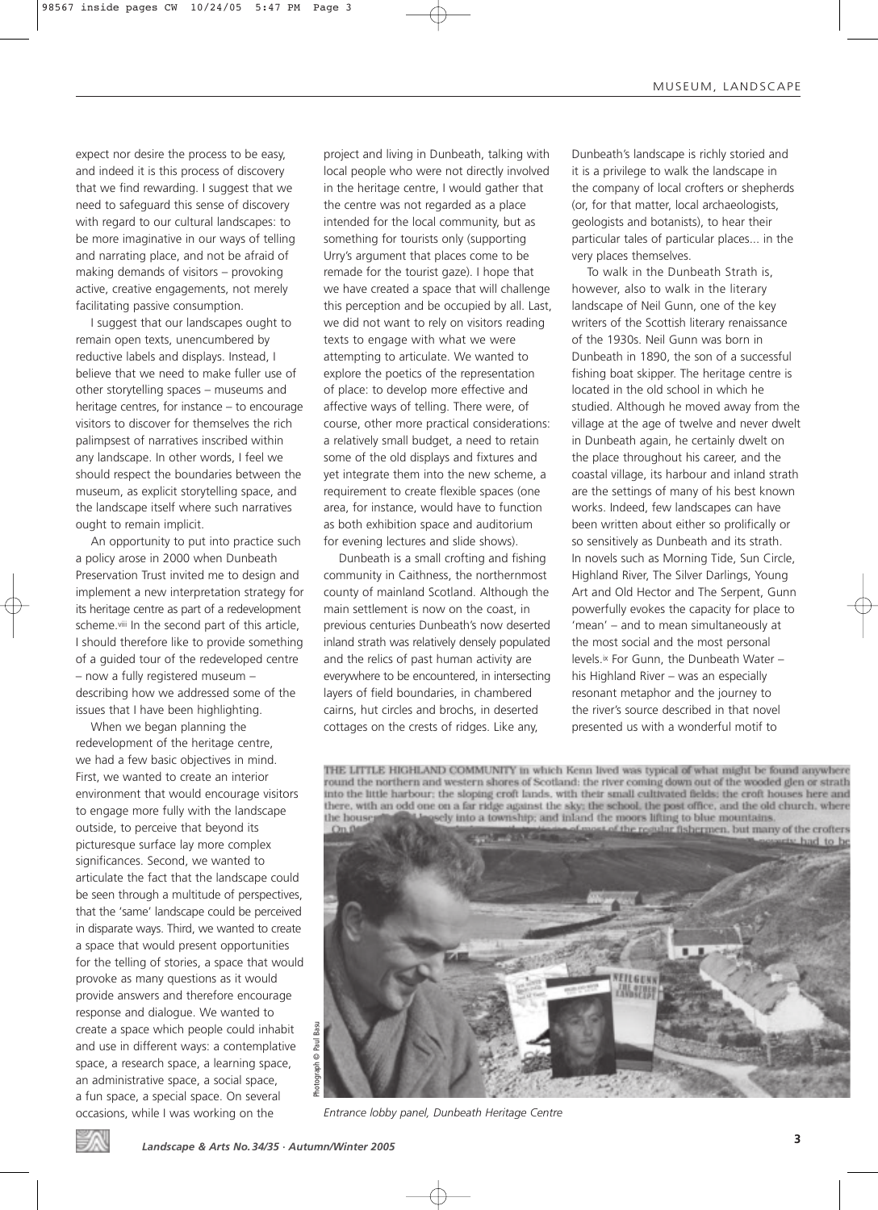expect nor desire the process to be easy, and indeed it is this process of discovery that we find rewarding. I suggest that we need to safeguard this sense of discovery with regard to our cultural landscapes: to be more imaginative in our ways of telling and narrating place, and not be afraid of making demands of visitors – provoking active, creative engagements, not merely facilitating passive consumption.

I suggest that our landscapes ought to remain open texts, unencumbered by reductive labels and displays. Instead, I believe that we need to make fuller use of other storytelling spaces – museums and heritage centres, for instance – to encourage visitors to discover for themselves the rich palimpsest of narratives inscribed within any landscape. In other words, I feel we should respect the boundaries between the museum, as explicit storytelling space, and the landscape itself where such narratives ought to remain implicit.

An opportunity to put into practice such a policy arose in 2000 when Dunbeath Preservation Trust invited me to design and implement a new interpretation strategy for its heritage centre as part of a redevelopment scheme.[viii] In the second part of this article, I should therefore like to provide something of a guided tour of the redeveloped centre – now a fully registered museum – describing how we addressed some of the issues that I have been highlighting.

When we began planning the redevelopment of the heritage centre, we had a few basic objectives in mind. First, we wanted to create an interior environment that would encourage visitors to engage more fully with the landscape outside, to perceive that beyond its picturesque surface lay more complex significances. Second, we wanted to articulate the fact that the landscape could be seen through a multitude of perspectives, that the 'same' landscape could be perceived in disparate ways. Third, we wanted to create a space that would present opportunities for the telling of stories, a space that would provoke as many questions as it would provide answers and therefore encourage response and dialogue. We wanted to create a space which people could inhabit and use in different ways: a contemplative space, a research space, a learning space, an administrative space, a social space, a fun space, a special space. On several occasions, while I was working on the project and living in Dunbeath, talking with local people who were not directly involved in the heritage centre, I would gather that the centre was not regarded as a place intended for the local community, but as something for tourists only (supporting Urry's argument that places come to be remade for the tourist gaze). I hope that we have created a space that will challenge this perception and be occupied by all. Last, we did not want to rely on visitors reading texts to engage with what we were attempting to articulate. We wanted to explore the poetics of the representation of place: to develop more effective and affective ways of telling. There were, of course, other more practical considerations: a relatively small budget, a need to retain some of the old displays and fixtures and yet integrate them into the new scheme, a requirement to create flexible spaces (one area, for instance, would have to function as both exhibition space and auditorium for evening lectures and slide shows).

Dunbeath is a small crofting and fishing community in Caithness, the northernmost county of mainland Scotland. Although the main settlement is now on the coast, in previous centuries Dunbeath's now deserted inland strath was relatively densely populated and the relics of past human activity are everywhere to be encountered, in intersecting layers of field boundaries, in chambered cairns, hut circles and brochs, in deserted cottages on the crests of ridges. Like any, Dunbeath's landscape is richly storied and it is a privilege to walk the landscape in the company of local crofters or shepherds (or, for that matter, local archaeologists, geologists and botanists), to hear their particular tales of particular places... in the very places themselves.

To walk in the Dunbeath Strath is, however, also to walk in the literary landscape of Neil Gunn, one of the key writers of the Scottish literary renaissance of the 1930s. Neil Gunn was born in Dunbeath in 1890, the son of a successful fishing boat skipper. The heritage centre is located in the old school in which he studied. Although he moved away from the village at the age of twelve and never dwelt in Dunbeath again, he certainly dwelt on the place throughout his career, and the coastal village, its harbour and inland strath are the settings of many of his best known works. Indeed, few landscapes can have been written about either so prolifically or so sensitively as Dunbeath and its strath. In novels such as Morning Tide, Sun Circle, Highland River, The Silver Darlings, Young Art and Old Hector and The Serpent, Gunn powerfully evokes the capacity for place to 'mean' – and to mean simultaneously at the most social and the most personal levels.[ix] For Gunn, the Dunbeath Water – his Highland River – was an especially resonant metaphor and the journey to the river's source described in that novel presented us with a wonderful motif to

*Entrance lobby panel, Dunbeath Heritage Centre*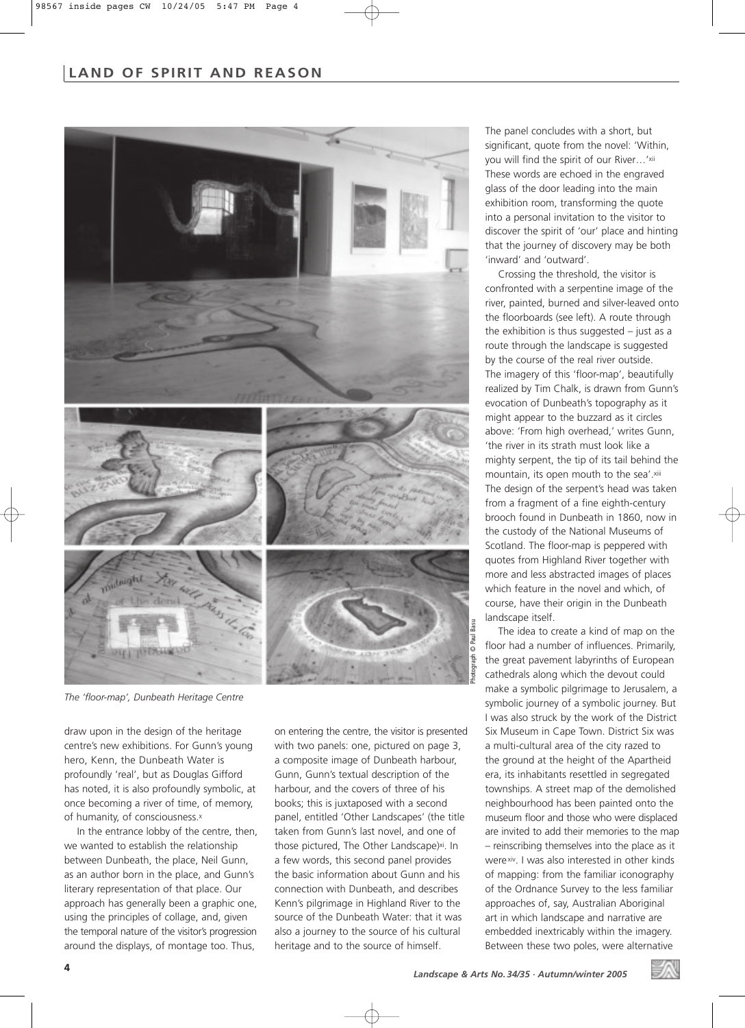*The 'floor-map', Dunbeath Heritage Centre*

draw upon in the design of the heritage centre's new exhibitions. For Gunn's young hero, Kenn, the Dunbeath Water is profoundly 'real', but as Douglas Gifford has noted, it is also profoundly symbolic, at once becoming a river of time, of memory, of humanity, of consciousness.[x]

In the entrance lobby of the centre, then, we wanted to establish the relationship between Dunbeath, the place, Neil Gunn, as an author born in the place, and Gunn's literary representation of that place. Our approach has generally been a graphic one, using the principles of collage, and, given the temporal nature of the visitor's progression around the displays, of montage too. Thus, on entering the centre, the visitor is presented with two panels: one, pictured on page 3, a composite image of Dunbeath harbour, Gunn, Gunn's textual description of the harbour, and the covers of three of his books; this is juxtaposed with a second panel, entitled 'Other Landscapes' (the title taken from Gunn's last novel, and one of those pictured, The Other Landscape)[xi]. In a few words, this second panel provides the basic information about Gunn and his connection with Dunbeath, and describes Kenn's pilgrimage in Highland River to the source of the Dunbeath Water: that it was also a journey to the source of his cultural heritage and to the source of himself.

The panel concludes with a short, but significant, quote from the novel: 'Within, you will find the spirit of our River…'[xii] These words are echoed in the engraved glass of the door leading into the main exhibition room, transforming the quote into a personal invitation to the visitor to discover the spirit of 'our' place and hinting that the journey of discovery may be both 'inward' and 'outward'.

Crossing the threshold, the visitor is confronted with a serpentine image of the river, painted, burned and silver-leaved onto the floorboards (see left). A route through the exhibition is thus suggested – just as a route through the landscape is suggested by the course of the real river outside. The imagery of this 'floor-map', beautifully realized by Tim Chalk, is drawn from Gunn's evocation of Dunbeath's topography as it might appear to the buzzard as it circles above: 'From high overhead,' writes Gunn, 'the river in its strath must look like a mighty serpent, the tip of its tail behind the mountain, its open mouth to the sea'.[xiii] The design of the serpent's head was taken from a fragment of a fine eighth-century brooch found in Dunbeath in 1860, now in the custody of the National Museums of Scotland. The floor-map is peppered with quotes from Highland River together with more and less abstracted images of places which feature in the novel and which, of course, have their origin in the Dunbeath landscape itself.

The idea to create a kind of map on the floor had a number of influences. Primarily, the great pavement labyrinths of European cathedrals along which the devout could make a symbolic pilgrimage to Jerusalem, a symbolic journey of a symbolic journey. But I was also struck by the work of the District Six Museum in Cape Town. District Six was a multi-cultural area of the city razed to the ground at the height of the Apartheid era, its inhabitants resettled in segregated townships. A street map of the demolished neighbourhood has been painted onto the museum floor and those who were displaced are invited to add their memories to the map – reinscribing themselves into the place as it were[xiv]. I was also interested in other kinds of mapping: from the familiar iconography of the Ordnance Survey to the less familiar approaches of, say, Australian Aboriginal art in which landscape and narrative are embedded inextricably within the imagery. Between these two poles, were alternative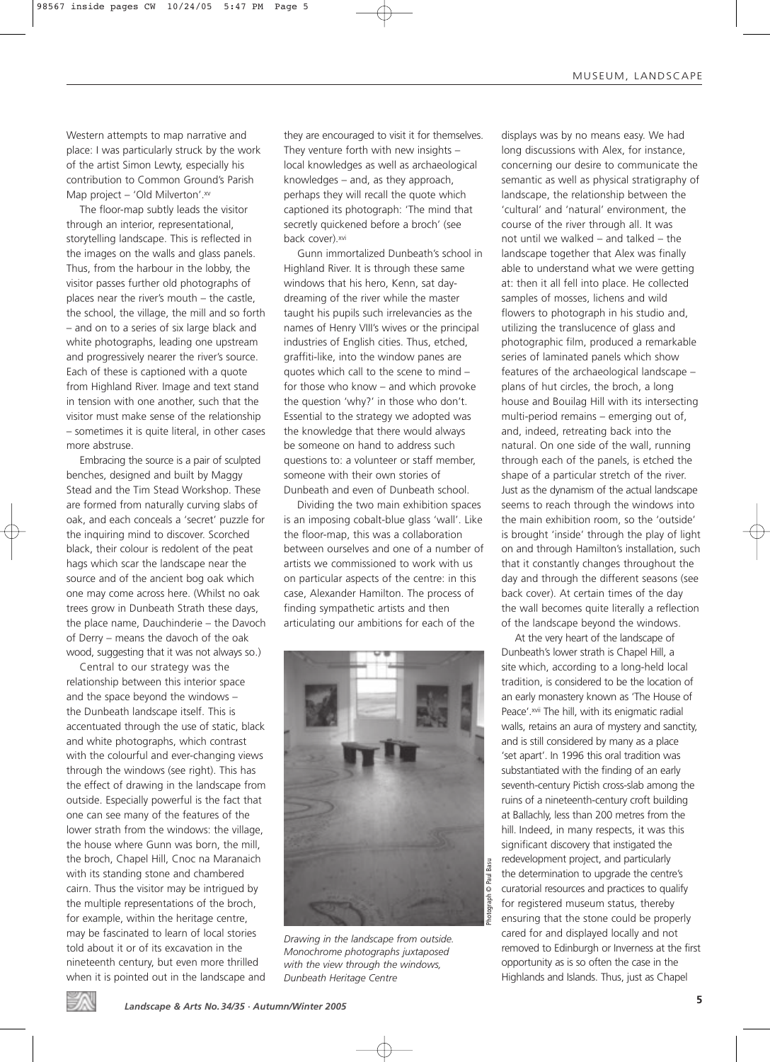Western attempts to map narrative and place: I was particularly struck by the work of the artist Simon Lewty, especially his contribution to Common Ground's Parish Map project – 'Old Milverton'.[xv]

The floor-map subtly leads the visitor through an interior, representational, storytelling landscape. This is reflected in the images on the walls and glass panels. Thus, from the harbour in the lobby, the visitor passes further old photographs of places near the river's mouth – the castle, the school, the village, the mill and so forth – and on to a series of six large black and white photographs, leading one upstream and progressively nearer the river's source. Each of these is captioned with a quote from Highland River. Image and text stand in tension with one another, such that the visitor must make sense of the relationship – sometimes it is quite literal, in other cases more abstruse.

Embracing the source is a pair of sculpted benches, designed and built by Maggy Stead and the Tim Stead Workshop. These are formed from naturally curving slabs of oak, and each conceals a 'secret' puzzle for the inquiring mind to discover. Scorched black, their colour is redolent of the peat hags which scar the landscape near the source and of the ancient bog oak which one may come across here. (Whilst no oak trees grow in Dunbeath Strath these days, the place name, Dauchinderie – the Davoch of Derry – means the davoch of the oak wood, suggesting that it was not always so.)

Central to our strategy was the relationship between this interior space and the space beyond the windows – the Dunbeath landscape itself. This is accentuated through the use of static, black and white photographs, which contrast with the colourful and ever-changing views through the windows (see right). This has the effect of drawing in the landscape from outside. Especially powerful is the fact that one can see many of the features of the lower strath from the windows: the village, the house where Gunn was born, the mill, the broch, Chapel Hill, Cnoc na Maranaich with its standing stone and chambered cairn. Thus the visitor may be intrigued by the multiple representations of the broch, for example, within the heritage centre, may be fascinated to learn of local stories told about it or of its excavation in the nineteenth century, but even more thrilled when it is pointed out in the landscape and they are encouraged to visit it for themselves. They venture forth with new insights – local knowledges as well as archaeological knowledges – and, as they approach, perhaps they will recall the quote which captioned its photograph: 'The mind that secretly quickened before a broch' (see back cover).[xvi]

Gunn immortalized Dunbeath's school in Highland River. It is through these same windows that his hero, Kenn, sat day-dreaming of the river while the master taught his pupils such irrelevancies as the names of Henry VIII's wives or the principal industries of English cities. Thus, etched, graffiti-like, into the window panes are quotes which call to the scene to mind – for those who know – and which provoke the question 'why?' in those who don't. Essential to the strategy we adopted was the knowledge that there would always be someone on hand to address such questions to: a volunteer or staff member, someone with their own stories of Dunbeath and even of Dunbeath school.

Dividing the two main exhibition spaces is an imposing cobalt-blue glass 'wall'. Like the floor-map, this was a collaboration between ourselves and one of a number of artists we commissioned to work with us on particular aspects of the centre: in this case, Alexander Hamilton. The process of finding sympathetic artists and then articulating our ambitions for each of the displays was by no means easy. We had long discussions with Alex, for instance, concerning our desire to communicate the semantic as well as physical stratigraphy of landscape, the relationship between the 'cultural' and 'natural' environment, the course of the river through all. It was not until we walked – and talked – the landscape together that Alex was finally able to understand what we were getting at: then it all fell into place. He collected samples of mosses, lichens and wild flowers to photograph in his studio and, utilizing the translucence of glass and photographic film, produced a remarkable series of laminated panels which show features of the archaeological landscape – plans of hut circles, the broch, a long house and Bouilag Hill with its intersecting multi-period remains – emerging out of, and, indeed, retreating back into the natural. On one side of the wall, running through each of the panels, is etched the shape of a particular stretch of the river. Just as the dynamism of the actual landscape seems to reach through the windows into the main exhibition room, so the 'outside' is brought 'inside' through the play of light on and through Hamilton's installation, such that it constantly changes throughout the day and through the different seasons (see back cover). At certain times of the day the wall becomes quite literally a reflection of the landscape beyond the windows.

Photograph © Paul Basu

*Drawing in the landscape from outside. Monochrome photographs juxtaposed with the view through the windows, Dunbeath Heritage Centre*

At the very heart of the landscape of Dunbeath's lower strath is Chapel Hill, a site which, according to a long-held local tradition, is considered to be the location of an early monastery known as 'The House of Peace'.[xvii] The hill, with its enigmatic radial walls, retains an aura of mystery and sanctity, and is still considered by many as a place 'set apart'. In 1996 this oral tradition was substantiated with the finding of an early seventh-century Pictish cross-slab among the ruins of a nineteenth-century croft building at Ballachly, less than 200 metres from the hill. Indeed, in many respects, it was this significant discovery that instigated the redevelopment project, and particularly the determination to upgrade the centre's curatorial resources and practices to qualify for registered museum status, thereby ensuring that the stone could be properly cared for and displayed locally and not removed to Edinburgh or Inverness at the first opportunity as is so often the case in the Highlands and Islands. Thus, just as Chapel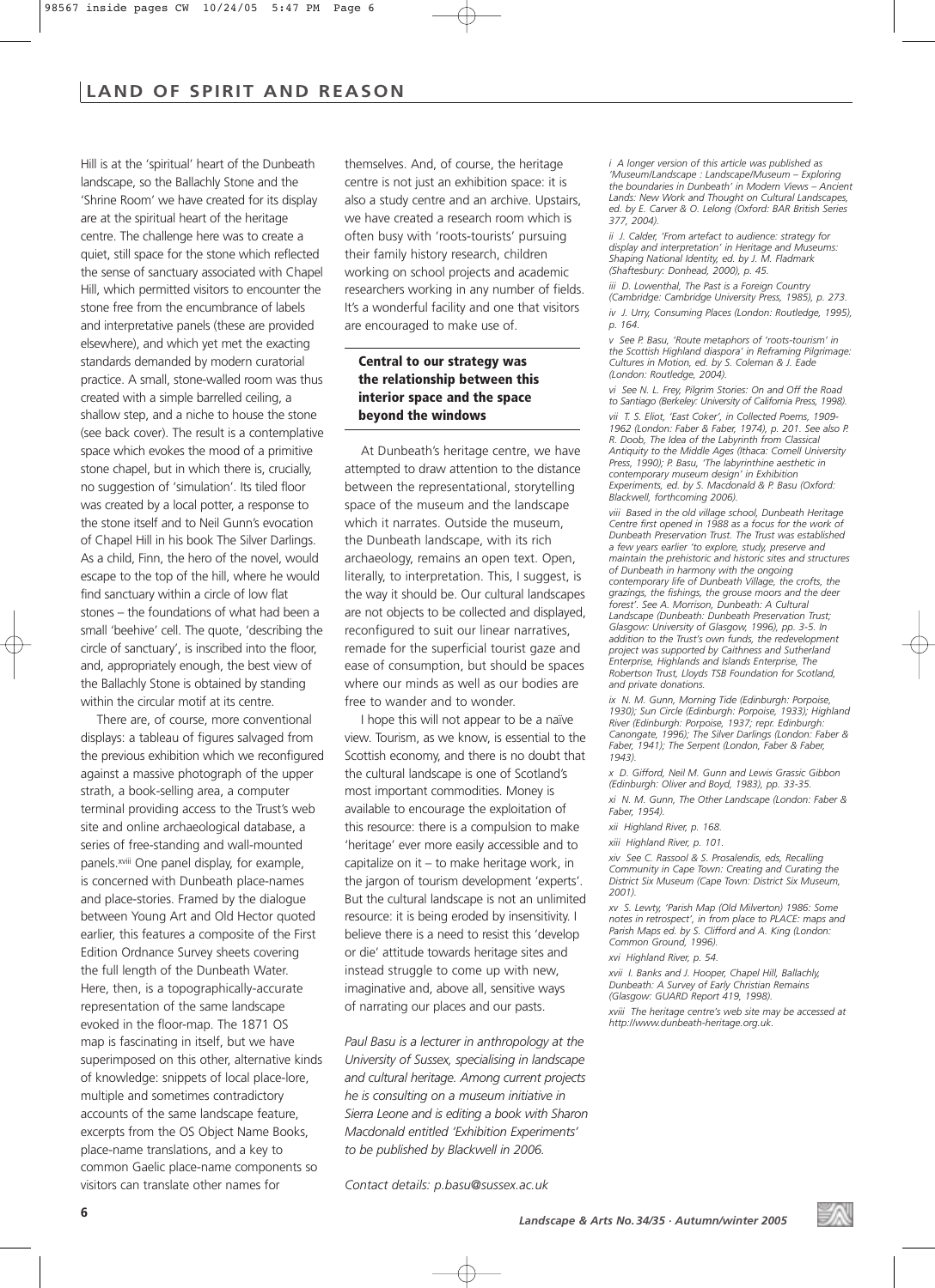Hill is at the 'spiritual' heart of the Dunbeath landscape, so the Ballachly Stone and the 'Shrine Room' we have created for its display are at the spiritual heart of the heritage centre. The challenge here was to create a quiet, still space for the stone which reflected the sense of sanctuary associated with Chapel Hill, which permitted visitors to encounter the stone free from the encumbrance of labels and interpretative panels (these are provided elsewhere), and which yet met the exacting standards demanded by modern curatorial practice. A small, stone-walled room was thus created with a simple barrelled ceiling, a shallow step, and a niche to house the stone (see back cover). The result is a contemplative space which evokes the mood of a primitive stone chapel, but in which there is, crucially, no suggestion of 'simulation'. Its tiled floor was created by a local potter, a response to the stone itself and to Neil Gunn's evocation of Chapel Hill in his book The Silver Darlings. As a child, Finn, the hero of the novel, would escape to the top of the hill, where he would find sanctuary within a circle of low flat stones – the foundations of what had been a small 'beehive' cell. The quote, 'describing the circle of sanctuary', is inscribed into the floor, and, appropriately enough, the best view of the Ballachly Stone is obtained by standing within the circular motif at its centre.

There are, of course, more conventional displays: a tableau of figures salvaged from the previous exhibition which we reconfigured against a massive photograph of the upper strath, a book-selling area, a computer terminal providing access to the Trust's web site and online archaeological database, a series of free-standing and wall-mounted panels.[xviii] One panel display, for example, is concerned with Dunbeath place-names and place-stories. Framed by the dialogue between Young Art and Old Hector quoted earlier, this features a composite of the First Edition Ordnance Survey sheets covering the full length of the Dunbeath Water. Here, then, is a topographically-accurate representation of the same landscape evoked in the floor-map. The 1871 OS map is fascinating in itself, but we have superimposed on this other, alternative kinds of knowledge: snippets of local place-lore, multiple and sometimes contradictory accounts of the same landscape feature, excerpts from the OS Object Name Books, place-name translations, and a key to common Gaelic place-name components so visitors can translate other names for themselves. And, of course, the heritage centre is not just an exhibition space: it is also a study centre and an archive. Upstairs, we have created a research room which is often busy with 'roots-tourists' pursuing their family history research, children working on school projects and academic researchers working in any number of fields. It's a wonderful facility and one that visitors are encouraged to make use of.

**Central to our strategy was the relationship between this interior space and the space beyond the windows**

At Dunbeath's heritage centre, we have attempted to draw attention to the distance between the representational, storytelling space of the museum and the landscape which it narrates. Outside the museum, the Dunbeath landscape, with its rich archaeology, remains an open text. Open, literally, to interpretation. This, I suggest, is the way it should be. Our cultural landscapes are not objects to be collected and displayed, reconfigured to suit our linear narratives, remade for the superficial tourist gaze and ease of consumption, but should be spaces where our minds as well as our bodies are free to wander and to wonder.

I hope this will not appear to be a naïve view. Tourism, as we know, is essential to the Scottish economy, and there is no doubt that the cultural landscape is one of Scotland's most important commodities. Money is available to encourage the exploitation of this resource: there is a compulsion to make 'heritage' ever more easily accessible and to capitalize on it – to make heritage work, in the jargon of tourism development 'experts'. But the cultural landscape is not an unlimited resource: it is being eroded by insensitivity. I believe there is a need to resist this 'develop or die' attitude towards heritage sites and instead struggle to come up with new, imaginative and, above all, sensitive ways of narrating our places and our pasts.

*Paul Basu is a lecturer in anthropology at the University of Sussex, specialising in landscape and cultural heritage. Among current projects he is consulting on a museum initiative in Sierra Leone and is editing a book with Sharon Macdonald entitled 'Exhibition Experiments' to be published by Blackwell in 2006.*

*Contact details: p.basu@sussex.ac.uk*

*i A longer version of this article was published as 'Museum/Landscape : Landscape/Museum – Exploring the boundaries in Dunbeath' in Modern Views – Ancient Lands: New Work and Thought on Cultural Landscapes, ed. by E. Carver & O. Lelong (Oxford: BAR British Series 377, 2004).*

*ii J. Calder, 'From artefact to audience: strategy for display and interpretation' in Heritage and Museums: Shaping National Identity, ed. by J. M. Fladmark (Shaftesbury: Donhead, 2000), p. 45.*

*iii D. Lowenthal, The Past is a Foreign Country (Cambridge: Cambridge University Press, 1985), p. 273.*

*iv J. Urry, Consuming Places (London: Routledge, 1995), p. 164.*

*v See P. Basu, 'Route metaphors of 'roots-tourism' in the Scottish Highland diaspora' in Reframing Pilgrimage: Cultures in Motion, ed. by S. Coleman & J. Eade (London: Routledge, 2004).*

*vi See N. L. Frey, Pilgrim Stories: On and Off the Road to Santiago (Berkeley: University of California Press, 1998).*

*vii T. S. Eliot, 'East Coker', in Collected Poems, 1909-1962 (London: Faber & Faber, 1974), p. 201. See also P. R. Doob, The Idea of the Labyrinth from Classical Antiquity to the Middle Ages (Ithaca: Cornell University Press, 1990); P. Basu, 'The labyrinthine aesthetic in contemporary museum design' in Exhibition Experiments, ed. by S. Macdonald & P. Basu (Oxford: Blackwell, forthcoming 2006).*

*viii Based in the old village school, Dunbeath Heritage Centre first opened in 1988 as a focus for the work of Dunbeath Preservation Trust. The Trust was established a few years earlier 'to explore, study, preserve and maintain the prehistoric and historic sites and structures of Dunbeath in harmony with the ongoing contemporary life of Dunbeath Village, the crofts, the grazings, the fishings, the grouse moors and the deer forest'. See A. Morrison, Dunbeath: A Cultural Landscape (Dunbeath: Dunbeath Preservation Trust; Glasgow: University of Glasgow, 1996), pp. 3-5. In addition to the Trust's own funds, the redevelopment project was supported by Caithness and Sutherland Enterprise, Highlands and Islands Enterprise, The Robertson Trust, Lloyds TSB Foundation for Scotland, and private donations.*

*ix N. M. Gunn, Morning Tide (Edinburgh: Porpoise, 1930); Sun Circle (Edinburgh: Porpoise, 1933); Highland River (Edinburgh: Porpoise, 1937; repr. Edinburgh: Canongate, 1996); The Silver Darlings (London: Faber & Faber, 1941); The Serpent (London, Faber & Faber, 1943).*

*x D. Gifford, Neil M. Gunn and Lewis Grassic Gibbon (Edinburgh: Oliver and Boyd, 1983), pp. 33-35.*

*xi N. M. Gunn, The Other Landscape (London: Faber & Faber, 1954).*

*xii Highland River, p. 168.*

*xiii Highland River, p. 101.*

*xiv See C. Rassool & S. Prosalendis, eds, Recalling Community in Cape Town: Creating and Curating the District Six Museum (Cape Town: District Six Museum, 2001).*

*xv S. Lewty, 'Parish Map (Old Milverton) 1986: Some notes in retrospect', in from place to PLACE: maps and Parish Maps ed. by S. Clifford and A. King (London: Common Ground, 1996).*

*xvi Highland River, p. 54.*

*xvii I. Banks and J. Hooper, Chapel Hill, Ballachly, Dunbeath: A Survey of Early Christian Remains (Glasgow: GUARD Report 419, 1998).*

*xviii The heritage centre's web site may be accessed at http://www.dunbeath-heritage.org.uk.*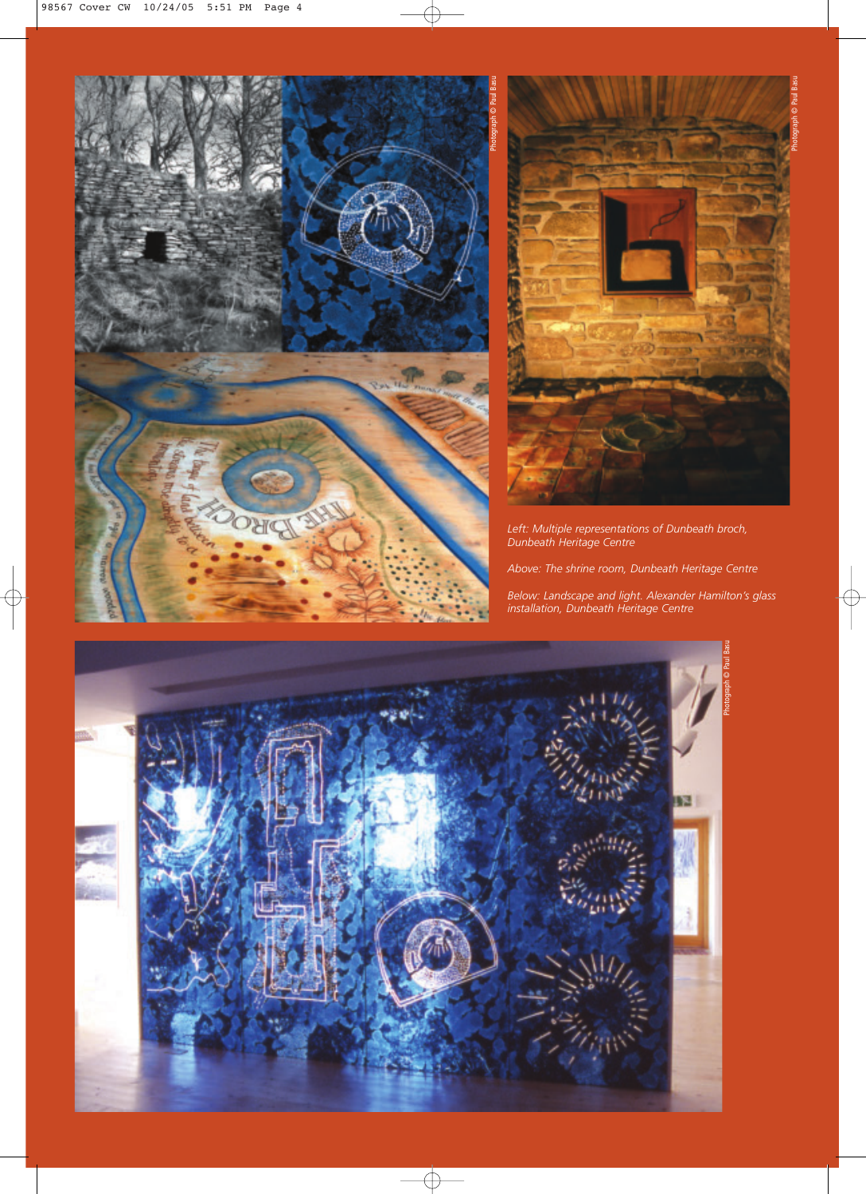Left: *Multiple representations of Dunbeath broch, Dunbeath Heritage Centre*

Above: *The shrine room, Dunbeath Heritage Centre*

Below: *Landscape and light. Alexander Hamilton's glass installation, Dunbeath Heritage Centre*

Photograph © Paul Basu